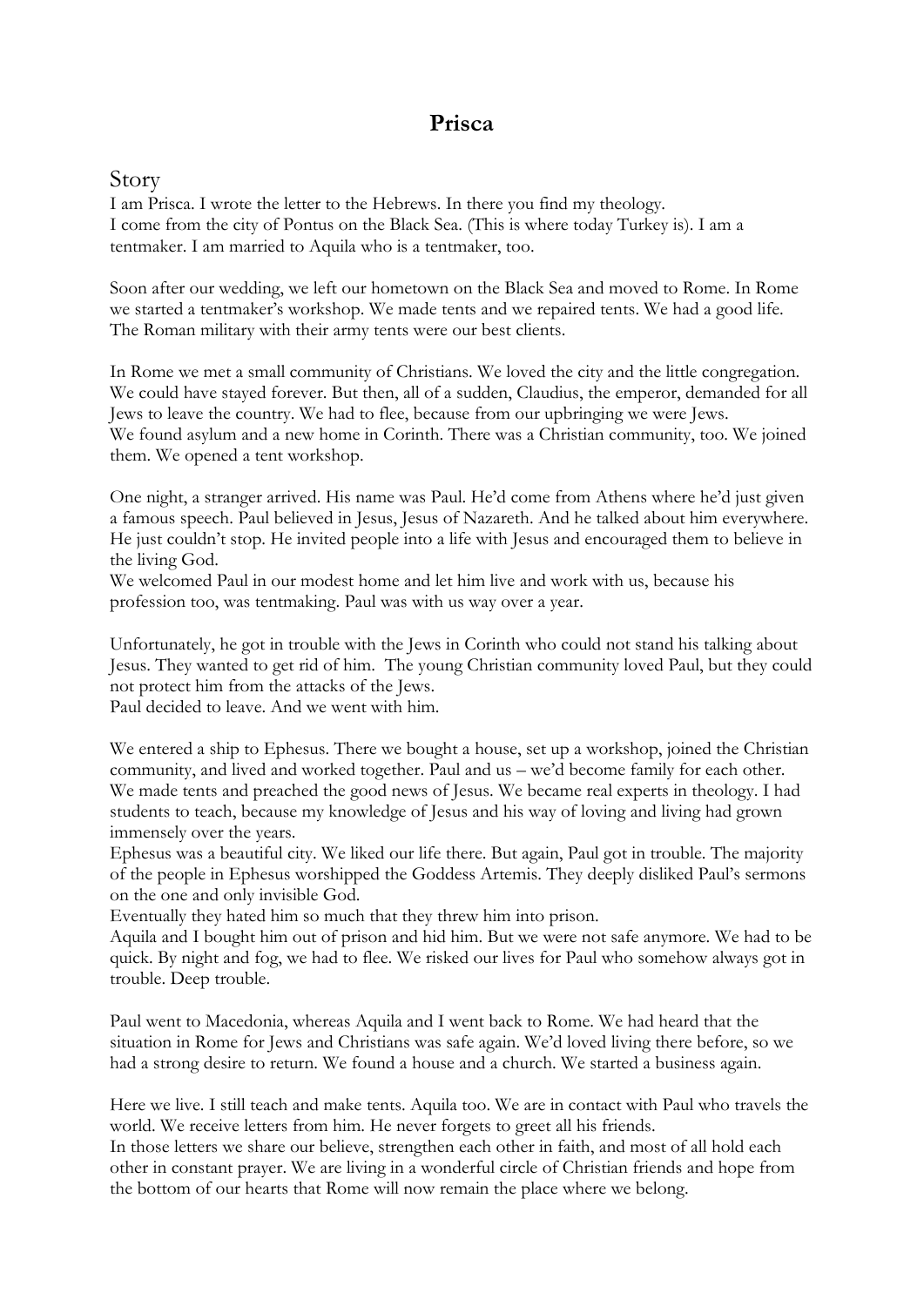# Prisca

## Story

I am Prisca. I wrote the letter to the Hebrews. In there you find my theology.
I come from the city of Pontus on the Black Sea. (This is where today Turkey is). I am a tentmaker. I am married to Aquila who is a tentmaker, too.

Soon after our wedding, we left our hometown on the Black Sea and moved to Rome. In Rome we started a tentmaker's workshop. We made tents and we repaired tents. We had a good life. The Roman military with their army tents were our best clients.

In Rome we met a small community of Christians. We loved the city and the little congregation. We could have stayed forever. But then, all of a sudden, Claudius, the emperor, demanded for all Jews to leave the country. We had to flee, because from our upbringing we were Jews.
We found asylum and a new home in Corinth. There was a Christian community, too. We joined them. We opened a tent workshop.

One night, a stranger arrived. His name was Paul. He'd come from Athens where he'd just given a famous speech. Paul believed in Jesus, Jesus of Nazareth. And he talked about him everywhere. He just couldn't stop. He invited people into a life with Jesus and encouraged them to believe in the living God.
We welcomed Paul in our modest home and let him live and work with us, because his profession too, was tentmaking. Paul was with us way over a year.

Unfortunately, he got in trouble with the Jews in Corinth who could not stand his talking about Jesus. They wanted to get rid of him. The young Christian community loved Paul, but they could not protect him from the attacks of the Jews.
Paul decided to leave. And we went with him.

We entered a ship to Ephesus. There we bought a house, set up a workshop, joined the Christian community, and lived and worked together. Paul and us – we'd become family for each other. We made tents and preached the good news of Jesus. We became real experts in theology. I had students to teach, because my knowledge of Jesus and his way of loving and living had grown immensely over the years.
Ephesus was a beautiful city. We liked our life there. But again, Paul got in trouble. The majority of the people in Ephesus worshipped the Goddess Artemis. They deeply disliked Paul's sermons on the one and only invisible God.
Eventually they hated him so much that they threw him into prison.
Aquila and I bought him out of prison and hid him. But we were not safe anymore. We had to be quick. By night and fog, we had to flee. We risked our lives for Paul who somehow always got in trouble. Deep trouble.

Paul went to Macedonia, whereas Aquila and I went back to Rome. We had heard that the situation in Rome for Jews and Christians was safe again. We'd loved living there before, so we had a strong desire to return. We found a house and a church. We started a business again.

Here we live. I still teach and make tents. Aquila too. We are in contact with Paul who travels the world. We receive letters from him. He never forgets to greet all his friends.
In those letters we share our believe, strengthen each other in faith, and most of all hold each other in constant prayer. We are living in a wonderful circle of Christian friends and hope from the bottom of our hearts that Rome will now remain the place where we belong.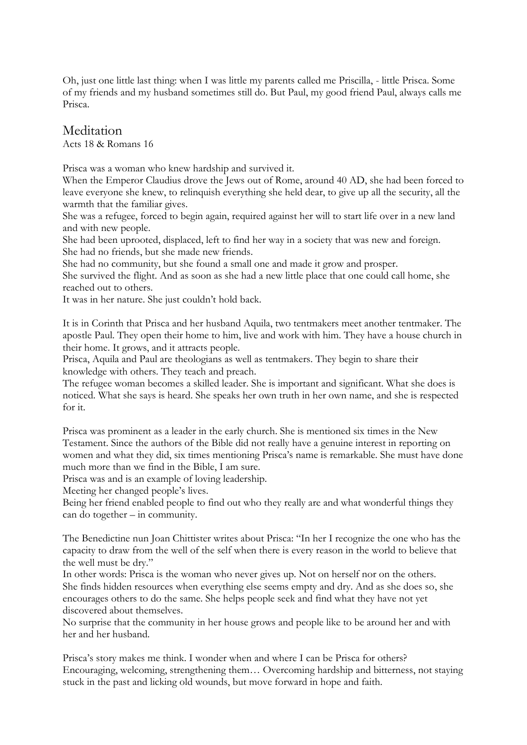Oh, just one little last thing: when I was little my parents called me Priscilla, - little Prisca. Some of my friends and my husband sometimes still do. But Paul, my good friend Paul, always calls me Prisca.

## Meditation

Acts 18 & Romans 16

Prisca was a woman who knew hardship and survived it.
When the Emperor Claudius drove the Jews out of Rome, around 40 AD, she had been forced to leave everyone she knew, to relinquish everything she held dear, to give up all the security, all the warmth that the familiar gives.
She was a refugee, forced to begin again, required against her will to start life over in a new land and with new people.
She had been uprooted, displaced, left to find her way in a society that was new and foreign.
She had no friends, but she made new friends.
She had no community, but she found a small one and made it grow and prosper.
She survived the flight. And as soon as she had a new little place that one could call home, she reached out to others.
It was in her nature. She just couldn't hold back.

It is in Corinth that Prisca and her husband Aquila, two tentmakers meet another tentmaker. The apostle Paul. They open their home to him, live and work with him. They have a house church in their home. It grows, and it attracts people.
Prisca, Aquila and Paul are theologians as well as tentmakers. They begin to share their knowledge with others. They teach and preach.
The refugee woman becomes a skilled leader. She is important and significant. What she does is noticed. What she says is heard. She speaks her own truth in her own name, and she is respected for it.

Prisca was prominent as a leader in the early church. She is mentioned six times in the New Testament. Since the authors of the Bible did not really have a genuine interest in reporting on women and what they did, six times mentioning Prisca's name is remarkable. She must have done much more than we find in the Bible, I am sure.
Prisca was and is an example of loving leadership.
Meeting her changed people's lives.
Being her friend enabled people to find out who they really are and what wonderful things they can do together – in community.

The Benedictine nun Joan Chittister writes about Prisca: "In her I recognize the one who has the capacity to draw from the well of the self when there is every reason in the world to believe that the well must be dry."
In other words: Prisca is the woman who never gives up. Not on herself nor on the others.
She finds hidden resources when everything else seems empty and dry. And as she does so, she encourages others to do the same. She helps people seek and find what they have not yet discovered about themselves.
No surprise that the community in her house grows and people like to be around her and with her and her husband.

Prisca's story makes me think. I wonder when and where I can be Prisca for others?
Encouraging, welcoming, strengthening them… Overcoming hardship and bitterness, not staying stuck in the past and licking old wounds, but move forward in hope and faith.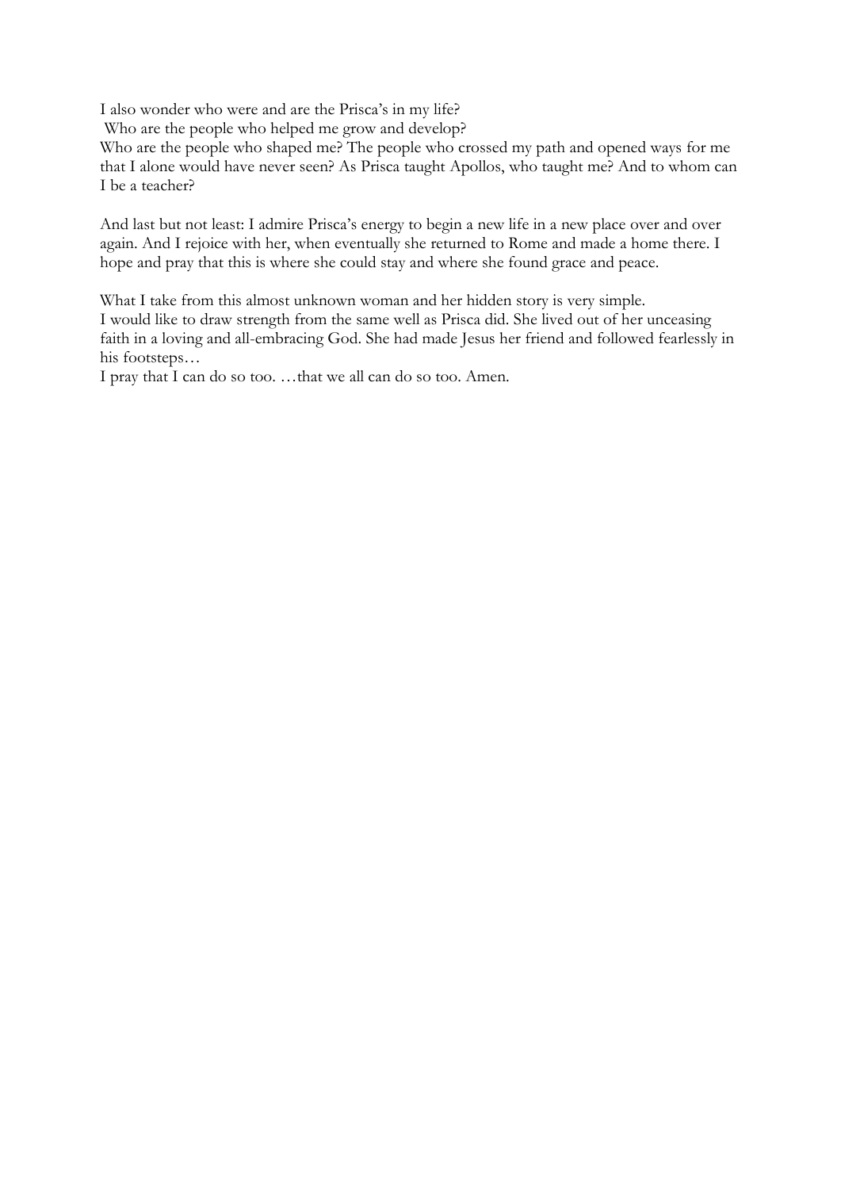I also wonder who were and are the Prisca's in my life?
Who are the people who helped me grow and develop?
Who are the people who shaped me? The people who crossed my path and opened ways for me that I alone would have never seen? As Prisca taught Apollos, who taught me? And to whom can I be a teacher?

And last but not least: I admire Prisca's energy to begin a new life in a new place over and over again. And I rejoice with her, when eventually she returned to Rome and made a home there. I hope and pray that this is where she could stay and where she found grace and peace.

What I take from this almost unknown woman and her hidden story is very simple.
I would like to draw strength from the same well as Prisca did. She lived out of her unceasing faith in a loving and all-embracing God. She had made Jesus her friend and followed fearlessly in his footsteps…
I pray that I can do so too. …that we all can do so too. Amen.